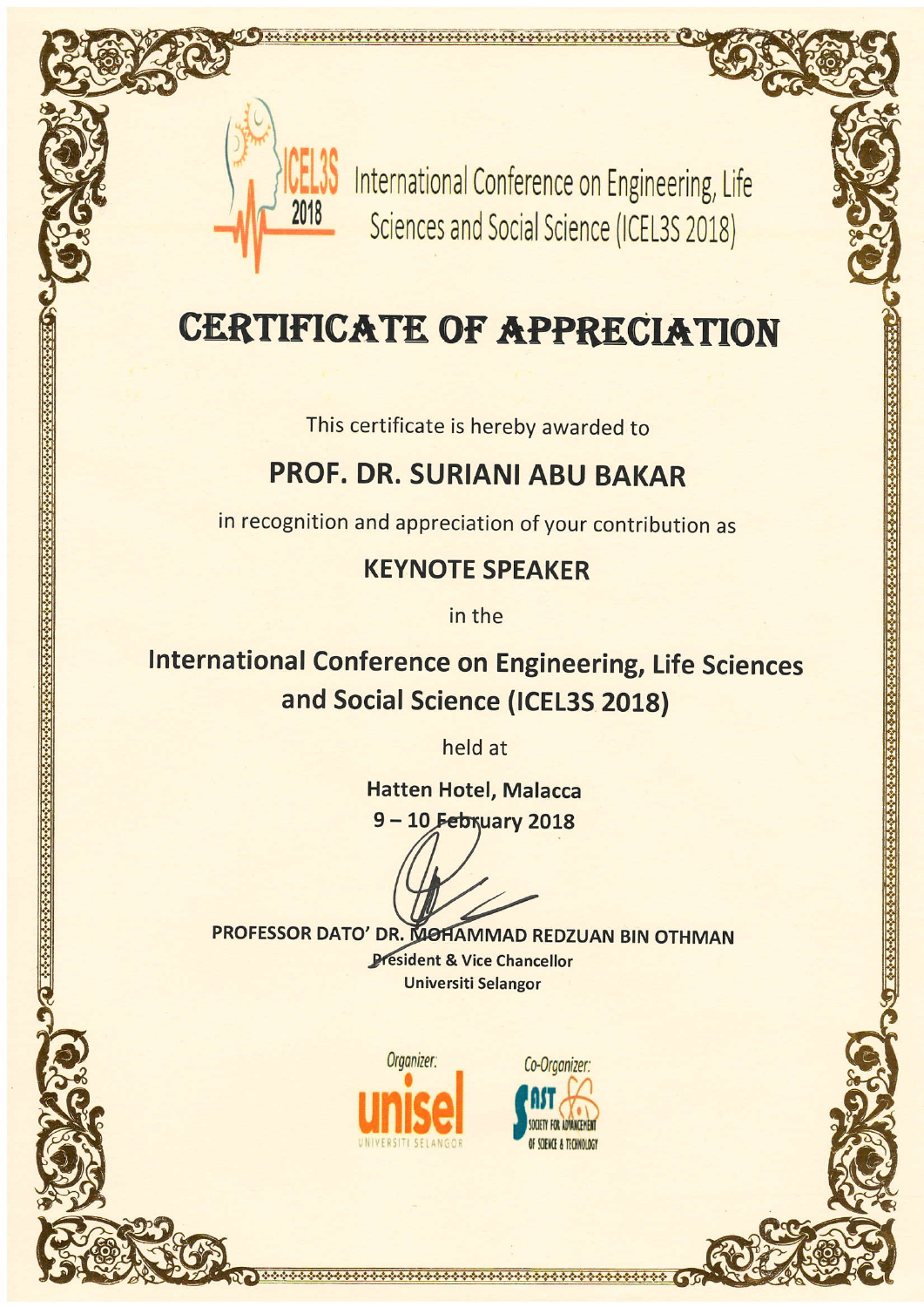ICEL3S 2018

International Conference on Engineering, Life Sciences and Social Science (ICEL3S 2018)

# CERTIFICATE OF APPRECIATION

This certificate is hereby awarded to

## PROF. DR. SURIANI ABU BAKAR

in recognition and appreciation of your contribution as

### KEYNOTE SPEAKER

in the

## International Conference on Engineering, Life Sciences and Social Science (ICEL3S 2018)

held at

**Hatten Hotel, Malacca**

**9 – 10 February 2018**

**PROFESSOR DATO' DR. MOHAMMAD REDZUAN BIN OTHMAN**
**President & Vice Chancellor**
**Universiti Selangor**

Organizer: unisel UNIVERSITI SELANGOR

Co-Organizer: SAST SOCIETY FOR ADVANCEMENT OF SCIENCE & TECHNOLOGY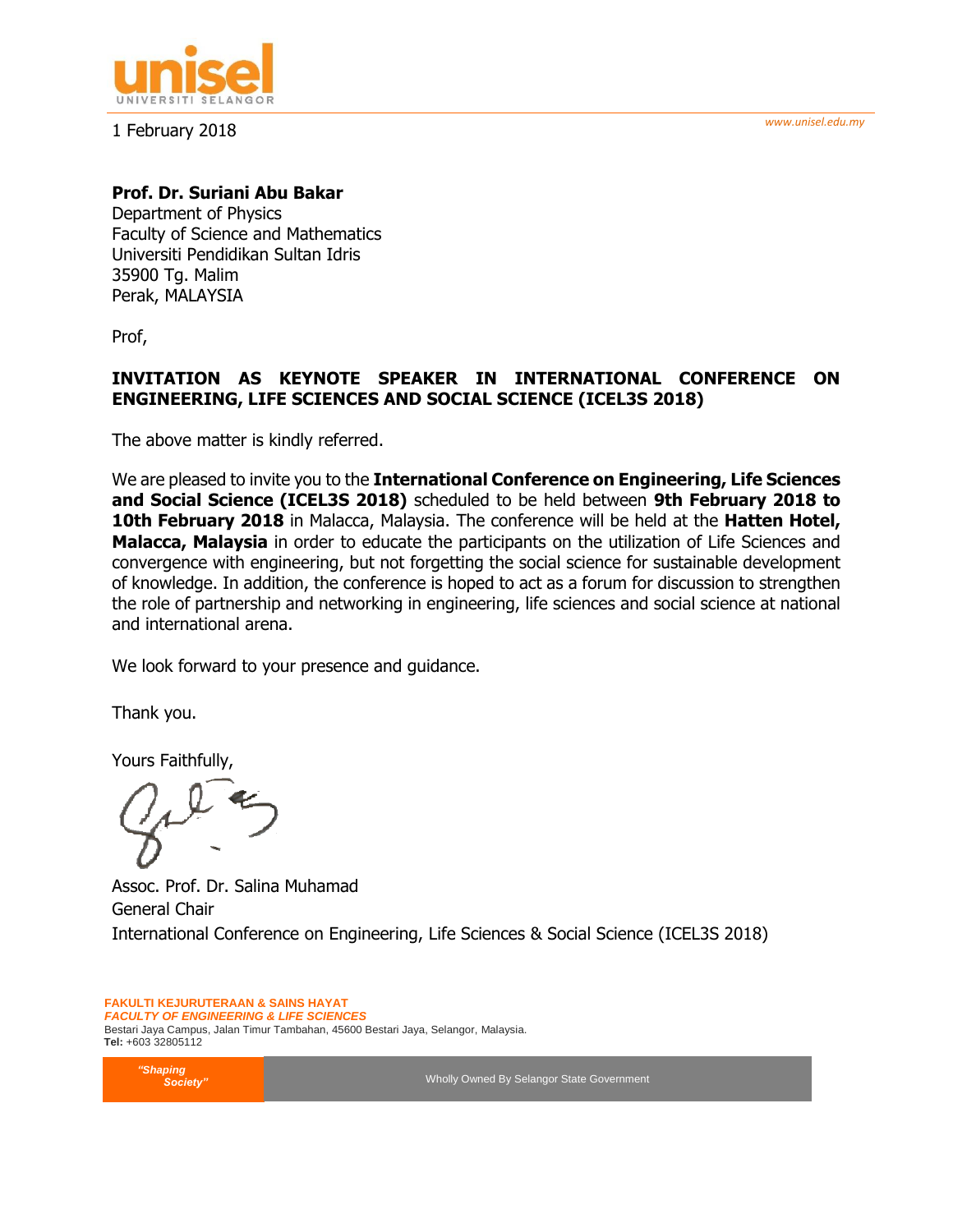unisel
UNIVERSITI SELANGOR

www.unisel.edu.my

1 February 2018

**Prof. Dr. Suriani Abu Bakar**
Department of Physics
Faculty of Science and Mathematics
Universiti Pendidikan Sultan Idris
35900 Tg. Malim
Perak, MALAYSIA

Prof,

**INVITATION AS KEYNOTE SPEAKER IN INTERNATIONAL CONFERENCE ON ENGINEERING, LIFE SCIENCES AND SOCIAL SCIENCE (ICEL3S 2018)**

The above matter is kindly referred.

We are pleased to invite you to the **International Conference on Engineering, Life Sciences and Social Science (ICEL3S 2018)** scheduled to be held between **9th February 2018 to 10th February 2018** in Malacca, Malaysia. The conference will be held at the **Hatten Hotel, Malacca, Malaysia** in order to educate the participants on the utilization of Life Sciences and convergence with engineering, but not forgetting the social science for sustainable development of knowledge. In addition, the conference is hoped to act as a forum for discussion to strengthen the role of partnership and networking in engineering, life sciences and social science at national and international arena.

We look forward to your presence and guidance.

Thank you.

Yours Faithfully,

Assoc. Prof. Dr. Salina Muhamad
General Chair
International Conference on Engineering, Life Sciences & Social Science (ICEL3S 2018)

**FAKULTI KEJURUTERAAN & SAINS HAYAT**
***FACULTY OF ENGINEERING & LIFE SCIENCES***
Bestari Jaya Campus, Jalan Timur Tambahan, 45600 Bestari Jaya, Selangor, Malaysia.
**Tel:** +603 32805112

*"Shaping Society"*

Wholly Owned By Selangor State Government